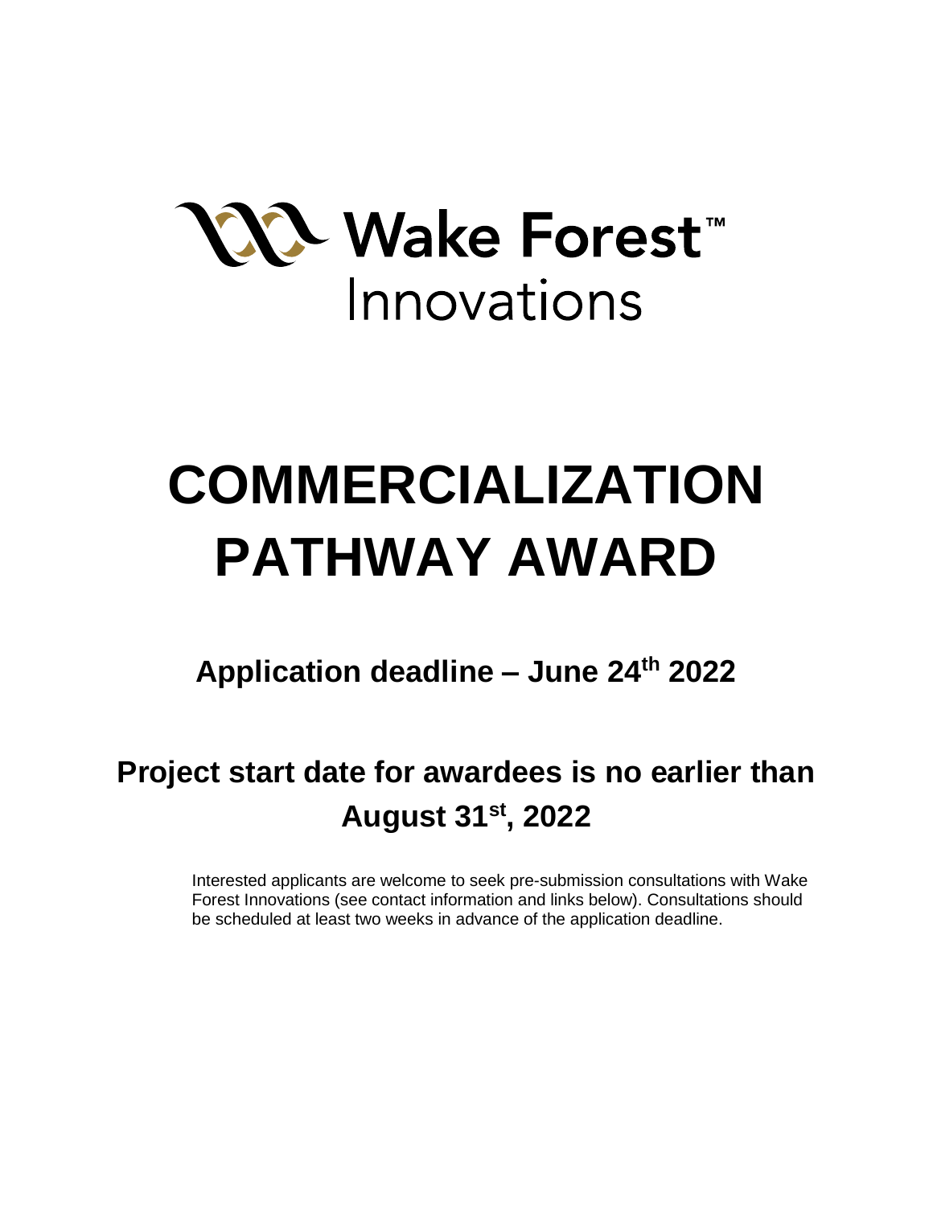Wake Forest™ Innovations

# COMMERCIALIZATION PATHWAY AWARD

## Application deadline – June 24th 2022

## Project start date for awardees is no earlier than August 31st, 2022

Interested applicants are welcome to seek pre-submission consultations with Wake Forest Innovations (see contact information and links below). Consultations should be scheduled at least two weeks in advance of the application deadline.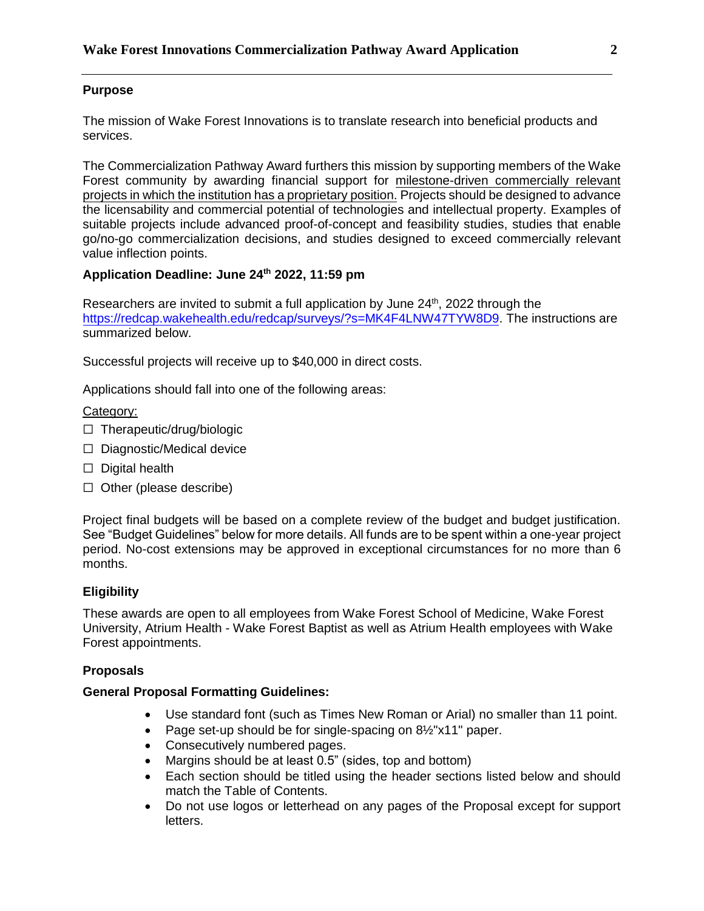**Purpose**

The mission of Wake Forest Innovations is to translate research into beneficial products and services.

The Commercialization Pathway Award furthers this mission by supporting members of the Wake Forest community by awarding financial support for milestone-driven commercially relevant projects in which the institution has a proprietary position. Projects should be designed to advance the licensability and commercial potential of technologies and intellectual property. Examples of suitable projects include advanced proof-of-concept and feasibility studies, studies that enable go/no-go commercialization decisions, and studies designed to exceed commercially relevant value inflection points.

**Application Deadline: June 24th 2022, 11:59 pm**

Researchers are invited to submit a full application by June 24th, 2022 through the https://redcap.wakehealth.edu/redcap/surveys/?s=MK4F4LNW47TYW8D9. The instructions are summarized below.

Successful projects will receive up to $40,000 in direct costs.

Applications should fall into one of the following areas:

Category:

- ☐ Therapeutic/drug/biologic
- ☐ Diagnostic/Medical device
- ☐ Digital health
- ☐ Other (please describe)

Project final budgets will be based on a complete review of the budget and budget justification. See "Budget Guidelines" below for more details. All funds are to be spent within a one-year project period. No-cost extensions may be approved in exceptional circumstances for no more than 6 months.

**Eligibility**

These awards are open to all employees from Wake Forest School of Medicine, Wake Forest University, Atrium Health - Wake Forest Baptist as well as Atrium Health employees with Wake Forest appointments.

**Proposals**

**General Proposal Formatting Guidelines:**

- Use standard font (such as Times New Roman or Arial) no smaller than 11 point.
- Page set-up should be for single-spacing on 8½"x11" paper.
- Consecutively numbered pages.
- Margins should be at least 0.5" (sides, top and bottom)
- Each section should be titled using the header sections listed below and should match the Table of Contents.
- Do not use logos or letterhead on any pages of the Proposal except for support letters.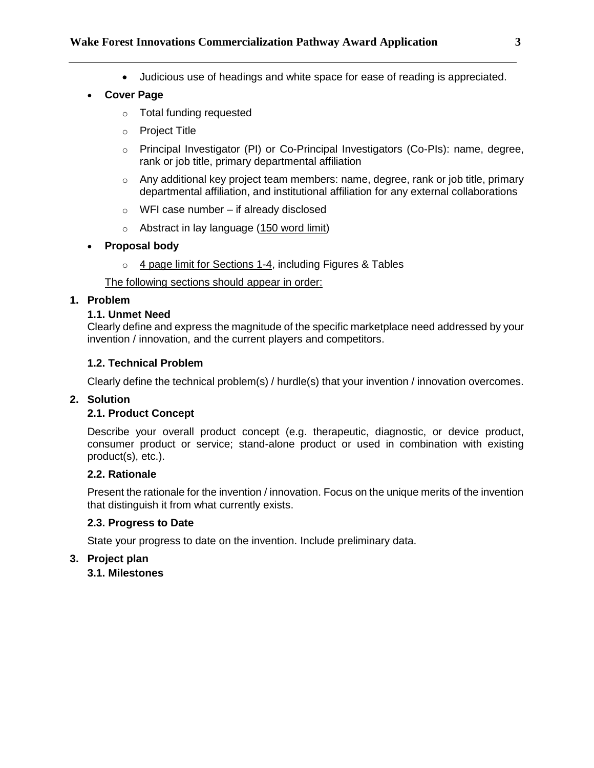- Judicious use of headings and white space for ease of reading is appreciated.

- **Cover Page**
    - Total funding requested
    - Project Title
    - Principal Investigator (PI) or Co-Principal Investigators (Co-PIs): name, degree, rank or job title, primary departmental affiliation
    - Any additional key project team members: name, degree, rank or job title, primary departmental affiliation, and institutional affiliation for any external collaborations
    - WFI case number – if already disclosed
    - Abstract in lay language (150 word limit)
- **Proposal body**
    - 4 page limit for Sections 1-4, including Figures & Tables

The following sections should appear in order:

## 1. Problem

### 1.1. Unmet Need

Clearly define and express the magnitude of the specific marketplace need addressed by your invention / innovation, and the current players and competitors.

### 1.2. Technical Problem

Clearly define the technical problem(s) / hurdle(s) that your invention / innovation overcomes.

## 2. Solution

### 2.1. Product Concept

Describe your overall product concept (e.g. therapeutic, diagnostic, or device product, consumer product or service; stand-alone product or used in combination with existing product(s), etc.).

### 2.2. Rationale

Present the rationale for the invention / innovation. Focus on the unique merits of the invention that distinguish it from what currently exists.

### 2.3. Progress to Date

State your progress to date on the invention. Include preliminary data.

## 3. Project plan

### 3.1. Milestones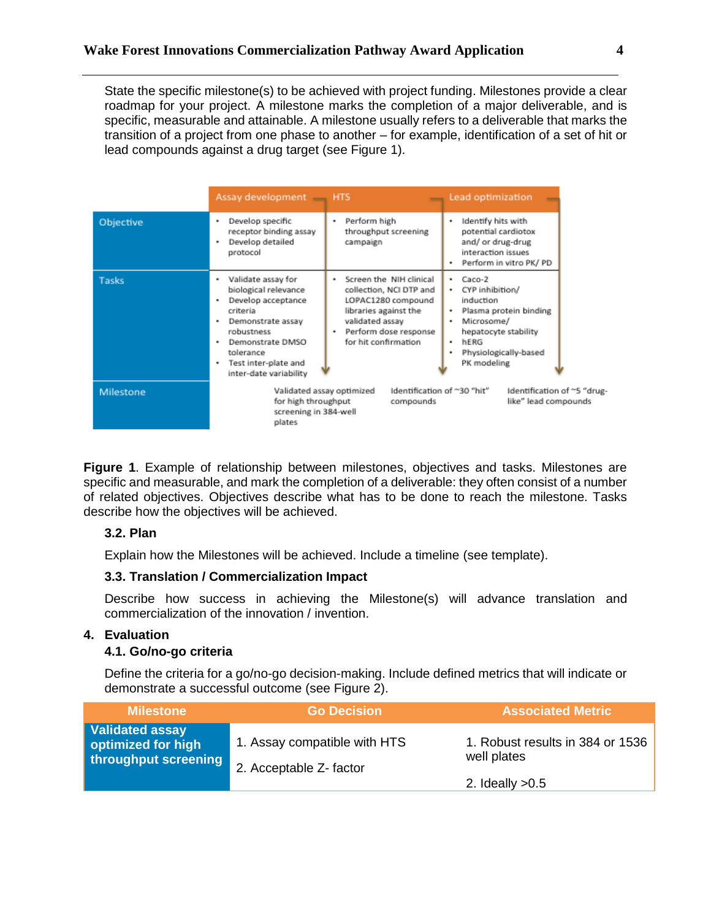State the specific milestone(s) to be achieved with project funding. Milestones provide a clear roadmap for your project. A milestone marks the completion of a major deliverable, and is specific, measurable and attainable. A milestone usually refers to a deliverable that marks the transition of a project from one phase to another – for example, identification of a set of hit or lead compounds against a drug target (see Figure 1).

| | Assay development | HTS | Lead optimization |
|---|---|---|---|
| Objective | • Develop specific receptor binding assay<br>• Develop detailed protocol | • Perform high throughput screening campaign | • Identify hits with potential cardiotox and/ or drug-drug interaction issues<br>• Perform in vitro PK/ PD |
| Tasks | • Validate assay for biological relevance<br>• Develop acceptance criteria<br>• Demonstrate assay robustness<br>• Demonstrate DMSO tolerance<br>• Test inter-plate and inter-date variability | • Screen the NIH clinical collection, NCI DTP and LOPAC1280 compound libraries against the validated assay<br>• Perform dose response for hit confirmation | • Caco-2<br>• CYP inhibition/ induction<br>• Plasma protein binding<br>• Microsome/ hepatocyte stability<br>• hERG<br>• Physiologically-based PK modeling |
| Milestone | Validated assay optimized for high throughput screening in 384-well plates | Identification of ~30 "hit" compounds | Identification of ~5 "drug-like" lead compounds |

**Figure 1**. Example of relationship between milestones, objectives and tasks. Milestones are specific and measurable, and mark the completion of a deliverable: they often consist of a number of related objectives. Objectives describe what has to be done to reach the milestone. Tasks describe how the objectives will be achieved.

### 3.2. Plan

Explain how the Milestones will be achieved. Include a timeline (see template).

### 3.3. Translation / Commercialization Impact

Describe how success in achieving the Milestone(s) will advance translation and commercialization of the innovation / invention.

## 4. Evaluation

### 4.1. Go/no-go criteria

Define the criteria for a go/no-go decision-making. Include defined metrics that will indicate or demonstrate a successful outcome (see Figure 2).

| Milestone | Go Decision | Associated Metric |
|---|---|---|
| **Validated assay optimized for high throughput screening** | 1. Assay compatible with HTS<br>2. Acceptable Z- factor | 1. Robust results in 384 or 1536 well plates<br>2. Ideally >0.5 |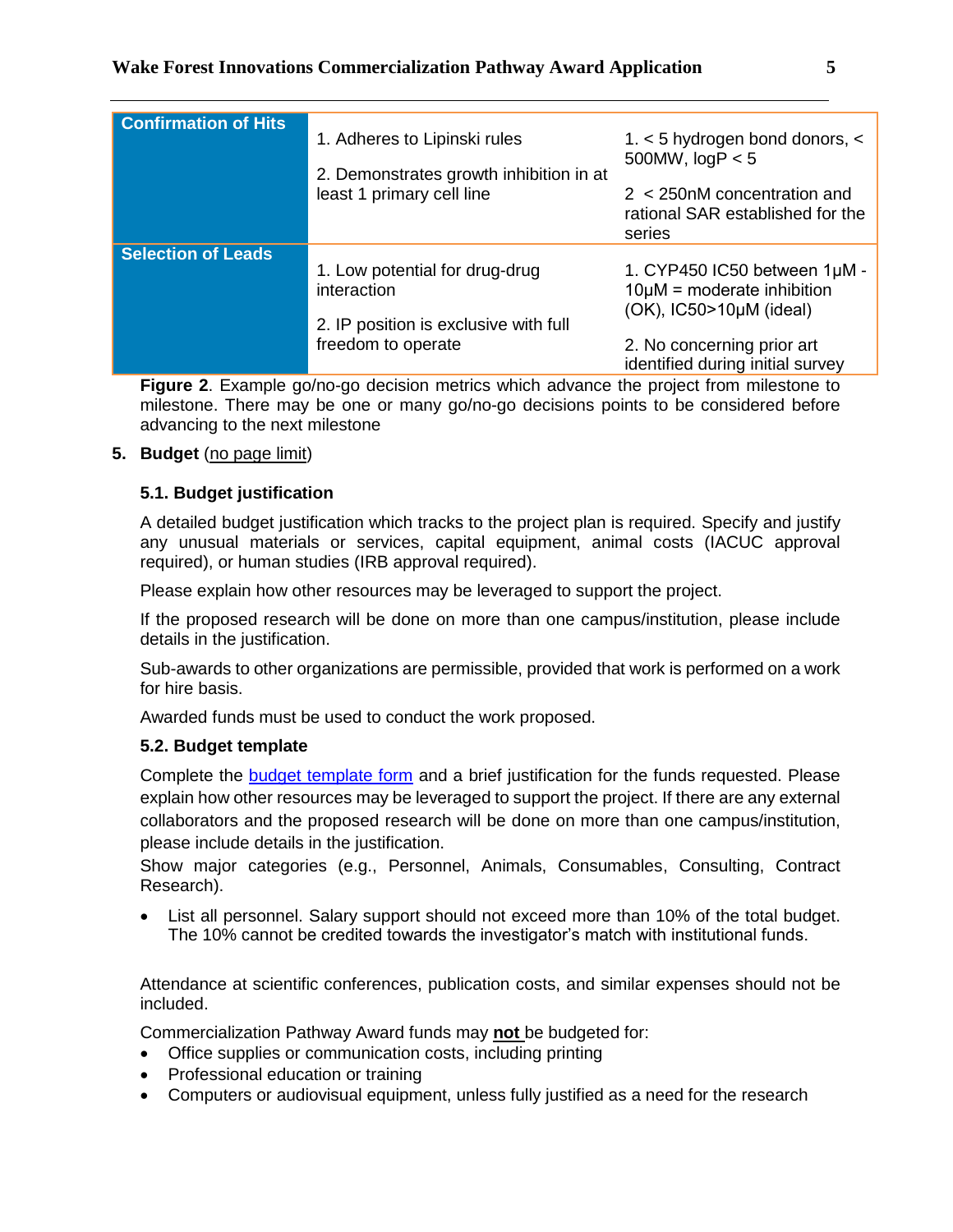| Confirmation of Hits | 1. Adheres to Lipinski rules<br><br>2. Demonstrates growth inhibition in at least 1 primary cell line | 1. < 5 hydrogen bond donors, < 500MW, logP < 5<br><br>2 < 250nM concentration and rational SAR established for the series |
|---|---|---|
| Selection of Leads | 1. Low potential for drug-drug interaction<br><br>2. IP position is exclusive with full freedom to operate | 1. CYP450 IC50 between 1μM - 10μM = moderate inhibition (OK), IC50>10μM (ideal)<br><br>2. No concerning prior art identified during initial survey |

**Figure 2**. Example go/no-go decision metrics which advance the project from milestone to milestone. There may be one or many go/no-go decisions points to be considered before advancing to the next milestone

5. **Budget** (no page limit)

### 5.1. Budget justification

A detailed budget justification which tracks to the project plan is required. Specify and justify any unusual materials or services, capital equipment, animal costs (IACUC approval required), or human studies (IRB approval required).

Please explain how other resources may be leveraged to support the project.

If the proposed research will be done on more than one campus/institution, please include details in the justification.

Sub-awards to other organizations are permissible, provided that work is performed on a work for hire basis.

Awarded funds must be used to conduct the work proposed.

### 5.2. Budget template

Complete the budget template form and a brief justification for the funds requested. Please explain how other resources may be leveraged to support the project. If there are any external collaborators and the proposed research will be done on more than one campus/institution, please include details in the justification.
Show major categories (e.g., Personnel, Animals, Consumables, Consulting, Contract Research).

- List all personnel. Salary support should not exceed more than 10% of the total budget. The 10% cannot be credited towards the investigator's match with institutional funds.

Attendance at scientific conferences, publication costs, and similar expenses should not be included.

Commercialization Pathway Award funds may **not** be budgeted for:

- Office supplies or communication costs, including printing
- Professional education or training
- Computers or audiovisual equipment, unless fully justified as a need for the research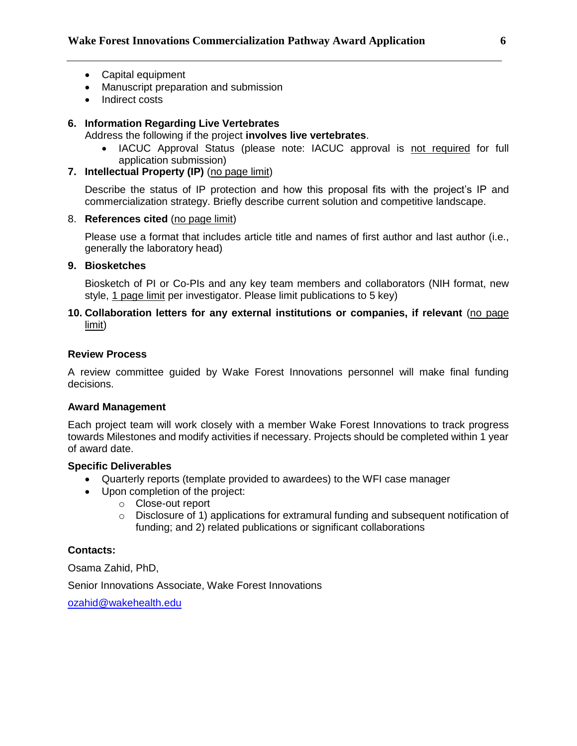- Capital equipment
- Manuscript preparation and submission
- Indirect costs

**6. Information Regarding Live Vertebrates**

Address the following if the project **involves live vertebrates**.

- IACUC Approval Status (please note: IACUC approval is not required for full application submission)

**7. Intellectual Property (IP)** (no page limit)

Describe the status of IP protection and how this proposal fits with the project's IP and commercialization strategy. Briefly describe current solution and competitive landscape.

8. **References cited** (no page limit)

Please use a format that includes article title and names of first author and last author (i.e., generally the laboratory head)

**9. Biosketches**

Biosketch of PI or Co-PIs and any key team members and collaborators (NIH format, new style, 1 page limit per investigator. Please limit publications to 5 key)

**10. Collaboration letters for any external institutions or companies, if relevant** (no page limit)

### Review Process

A review committee guided by Wake Forest Innovations personnel will make final funding decisions.

### Award Management

Each project team will work closely with a member Wake Forest Innovations to track progress towards Milestones and modify activities if necessary. Projects should be completed within 1 year of award date.

### Specific Deliverables

- Quarterly reports (template provided to awardees) to the WFI case manager
- Upon completion of the project:
  - Close-out report
  - Disclosure of 1) applications for extramural funding and subsequent notification of funding; and 2) related publications or significant collaborations

### Contacts:

Osama Zahid, PhD,

Senior Innovations Associate, Wake Forest Innovations

ozahid@wakehealth.edu